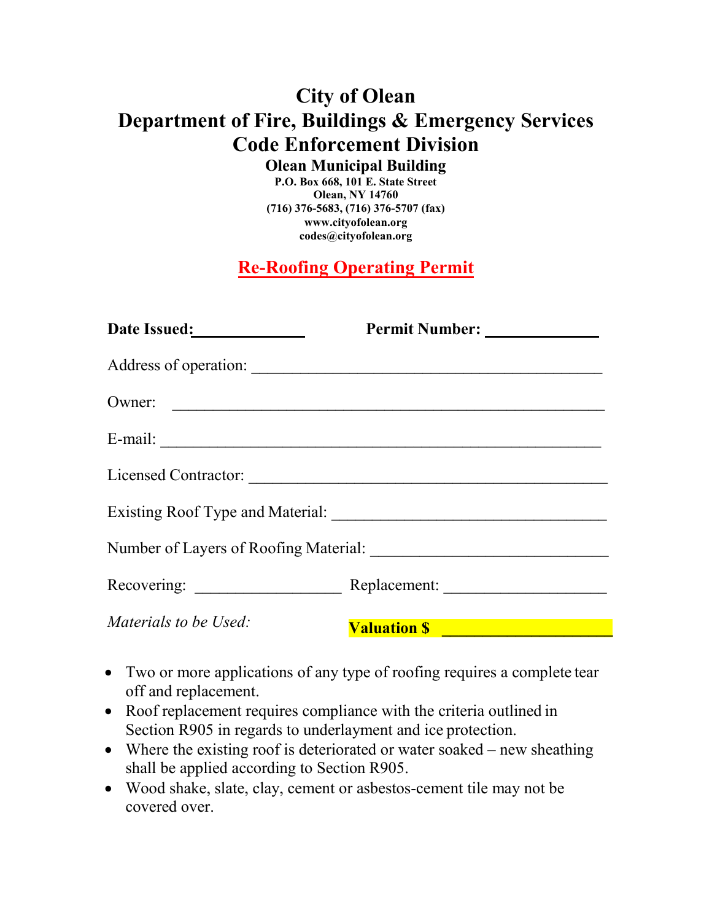# City of Olean
# Department of Fire, Buildings & Emergency Services
# Code Enforcement Division

**Olean Municipal Building**
**P.O. Box 668, 101 E. State Street**
**Olean, NY 14760**
**(716) 376-5683, (716) 376-5707 (fax)**
**www.cityofolean.org**
**codes@cityofolean.org**

## Re-Roofing Operating Permit

**Date Issued:**\_\_\_\_\_\_\_\_\_\_\_\_\_ **Permit Number:** \_\_\_\_\_\_\_\_\_\_\_\_\_

Address of operation: \_\_\_\_\_\_\_\_\_\_\_\_\_\_\_\_\_\_\_\_\_\_\_\_\_\_\_\_\_\_\_\_\_\_\_\_\_\_\_\_\_\_\_\_

Owner: \_\_\_\_\_\_\_\_\_\_\_\_\_\_\_\_\_\_\_\_\_\_\_\_\_\_\_\_\_\_\_\_\_\_\_\_\_\_\_\_\_\_\_\_\_\_\_\_\_\_\_\_\_\_

E-mail: \_\_\_\_\_\_\_\_\_\_\_\_\_\_\_\_\_\_\_\_\_\_\_\_\_\_\_\_\_\_\_\_\_\_\_\_\_\_\_\_\_\_\_\_\_\_\_\_\_\_\_\_\_\_

Licensed Contractor: \_\_\_\_\_\_\_\_\_\_\_\_\_\_\_\_\_\_\_\_\_\_\_\_\_\_\_\_\_\_\_\_\_\_\_\_\_\_\_\_\_\_\_\_

Existing Roof Type and Material: \_\_\_\_\_\_\_\_\_\_\_\_\_\_\_\_\_\_\_\_\_\_\_\_\_\_\_\_\_\_\_\_\_\_

Number of Layers of Roofing Material: \_\_\_\_\_\_\_\_\_\_\_\_\_\_\_\_\_\_\_\_\_\_\_\_\_\_\_\_\_\_

Recovering: \_\_\_\_\_\_\_\_\_\_\_\_\_\_\_\_\_\_ Replacement: \_\_\_\_\_\_\_\_\_\_\_\_\_\_\_\_\_\_\_\_

*Materials to be Used:* **Valuation $** \_\_\_\_\_\_\_\_\_\_\_\_\_\_\_\_\_\_\_\_\_

- Two or more applications of any type of roofing requires a complete tear off and replacement.
- Roof replacement requires compliance with the criteria outlined in Section R905 in regards to underlayment and ice protection.
- Where the existing roof is deteriorated or water soaked – new sheathing shall be applied according to Section R905.
- Wood shake, slate, clay, cement or asbestos-cement tile may not be covered over.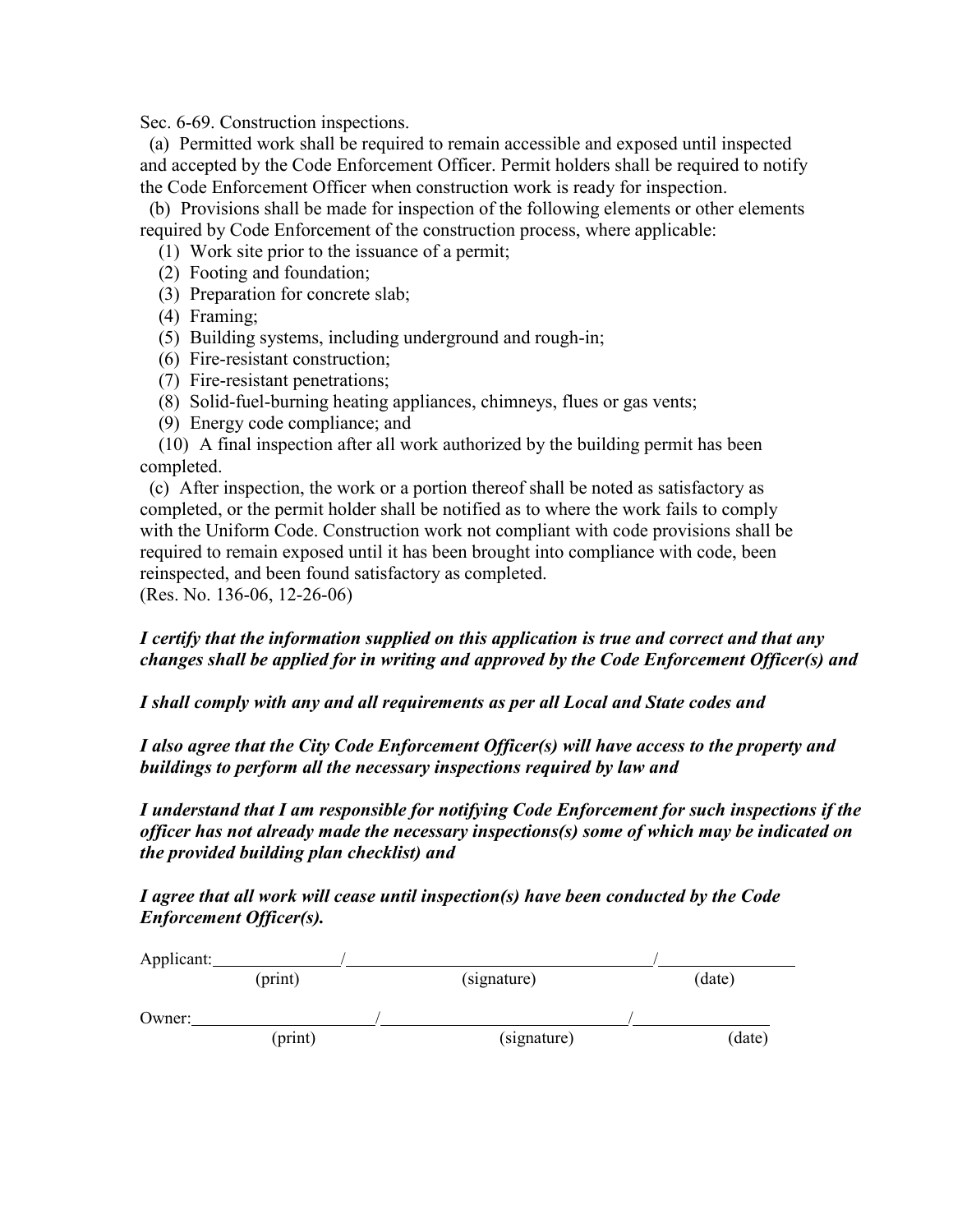Sec. 6-69. Construction inspections.

(a) Permitted work shall be required to remain accessible and exposed until inspected and accepted by the Code Enforcement Officer. Permit holders shall be required to notify the Code Enforcement Officer when construction work is ready for inspection.

(b) Provisions shall be made for inspection of the following elements or other elements required by Code Enforcement of the construction process, where applicable:

(1) Work site prior to the issuance of a permit;
(2) Footing and foundation;
(3) Preparation for concrete slab;
(4) Framing;
(5) Building systems, including underground and rough-in;
(6) Fire-resistant construction;
(7) Fire-resistant penetrations;
(8) Solid-fuel-burning heating appliances, chimneys, flues or gas vents;
(9) Energy code compliance; and
(10) A final inspection after all work authorized by the building permit has been completed.

(c) After inspection, the work or a portion thereof shall be noted as satisfactory as completed, or the permit holder shall be notified as to where the work fails to comply with the Uniform Code. Construction work not compliant with code provisions shall be required to remain exposed until it has been brought into compliance with code, been reinspected, and been found satisfactory as completed.

(Res. No. 136-06, 12-26-06)

***I certify that the information supplied on this application is true and correct and that any changes shall be applied for in writing and approved by the Code Enforcement Officer(s) and***

***I shall comply with any and all requirements as per all Local and State codes and***

***I also agree that the City Code Enforcement Officer(s) will have access to the property and buildings to perform all the necessary inspections required by law and***

***I understand that I am responsible for notifying Code Enforcement for such inspections if the officer has not already made the necessary inspections(s) some of which may be indicated on the provided building plan checklist) and***

***I agree that all work will cease until inspection(s) have been conducted by the Code Enforcement Officer(s).***

Applicant:_______________/___________________________________/________________
(print) (signature) (date)

Owner:_____________________/____________________________/________________
(print) (signature) (date)